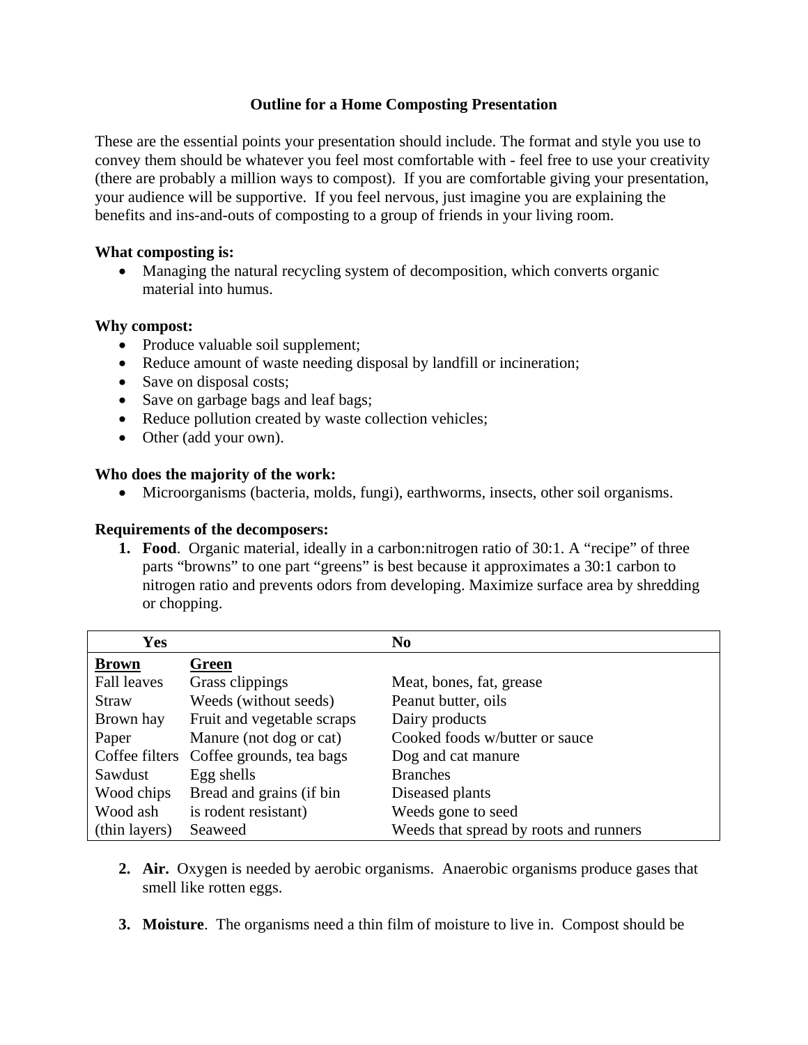# Outline for a Home Composting Presentation

These are the essential points your presentation should include. The format and style you use to convey them should be whatever you feel most comfortable with - feel free to use your creativity (there are probably a million ways to compost). If you are comfortable giving your presentation, your audience will be supportive. If you feel nervous, just imagine you are explaining the benefits and ins-and-outs of composting to a group of friends in your living room.

**What composting is:**

- Managing the natural recycling system of decomposition, which converts organic material into humus.

**Why compost:**

- Produce valuable soil supplement;
- Reduce amount of waste needing disposal by landfill or incineration;
- Save on disposal costs;
- Save on garbage bags and leaf bags;
- Reduce pollution created by waste collection vehicles;
- Other (add your own).

**Who does the majority of the work:**

- Microorganisms (bacteria, molds, fungi), earthworms, insects, other soil organisms.

**Requirements of the decomposers:**

1. **Food**. Organic material, ideally in a carbon:nitrogen ratio of 30:1. A "recipe" of three parts "browns" to one part "greens" is best because it approximates a 30:1 carbon to nitrogen ratio and prevents odors from developing. Maximize surface area by shredding or chopping.

| Yes | | No |
|---|---|---|
| **Brown** | **Green** | |
| Fall leaves | Grass clippings | Meat, bones, fat, grease |
| Straw | Weeds (without seeds) | Peanut butter, oils |
| Brown hay | Fruit and vegetable scraps | Dairy products |
| Paper | Manure (not dog or cat) | Cooked foods w/butter or sauce |
| Coffee filters | Coffee grounds, tea bags | Dog and cat manure |
| Sawdust | Egg shells | Branches |
| Wood chips | Bread and grains (if bin is rodent resistant) | Diseased plants |
| Wood ash (thin layers) | | Weeds gone to seed |
| | Seaweed | Weeds that spread by roots and runners |

2. **Air.** Oxygen is needed by aerobic organisms. Anaerobic organisms produce gases that smell like rotten eggs.

3. **Moisture**. The organisms need a thin film of moisture to live in. Compost should be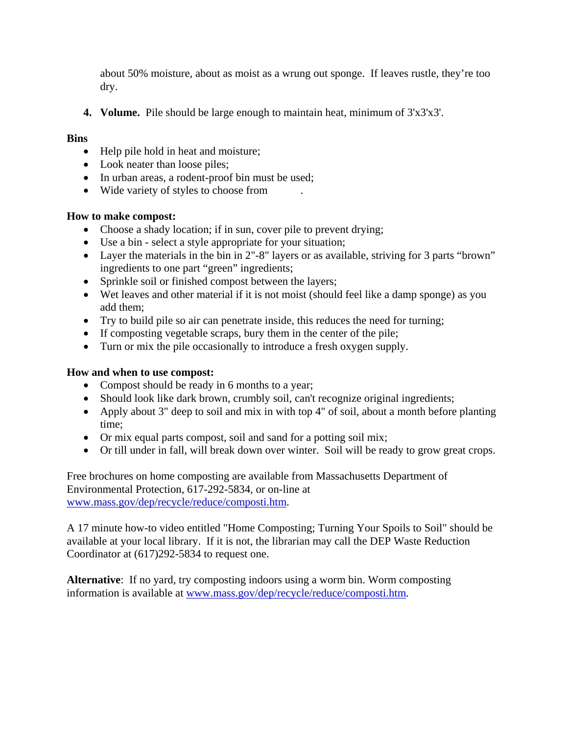about 50% moisture, about as moist as a wrung out sponge. If leaves rustle, they're too dry.

4. **Volume.** Pile should be large enough to maintain heat, minimum of 3'x3'x3'.

**Bins**

- Help pile hold in heat and moisture;
- Look neater than loose piles;
- In urban areas, a rodent-proof bin must be used;
- Wide variety of styles to choose from .

**How to make compost:**

- Choose a shady location; if in sun, cover pile to prevent drying;
- Use a bin - select a style appropriate for your situation;
- Layer the materials in the bin in 2"-8" layers or as available, striving for 3 parts "brown" ingredients to one part "green" ingredients;
- Sprinkle soil or finished compost between the layers;
- Wet leaves and other material if it is not moist (should feel like a damp sponge) as you add them;
- Try to build pile so air can penetrate inside, this reduces the need for turning;
- If composting vegetable scraps, bury them in the center of the pile;
- Turn or mix the pile occasionally to introduce a fresh oxygen supply.

**How and when to use compost:**

- Compost should be ready in 6 months to a year;
- Should look like dark brown, crumbly soil, can't recognize original ingredients;
- Apply about 3" deep to soil and mix in with top 4" of soil, about a month before planting time;
- Or mix equal parts compost, soil and sand for a potting soil mix;
- Or till under in fall, will break down over winter. Soil will be ready to grow great crops.

Free brochures on home composting are available from Massachusetts Department of Environmental Protection, 617-292-5834, or on-line at www.mass.gov/dep/recycle/reduce/composti.htm.

A 17 minute how-to video entitled "Home Composting; Turning Your Spoils to Soil" should be available at your local library. If it is not, the librarian may call the DEP Waste Reduction Coordinator at (617)292-5834 to request one.

**Alternative**: If no yard, try composting indoors using a worm bin. Worm composting information is available at www.mass.gov/dep/recycle/reduce/composti.htm.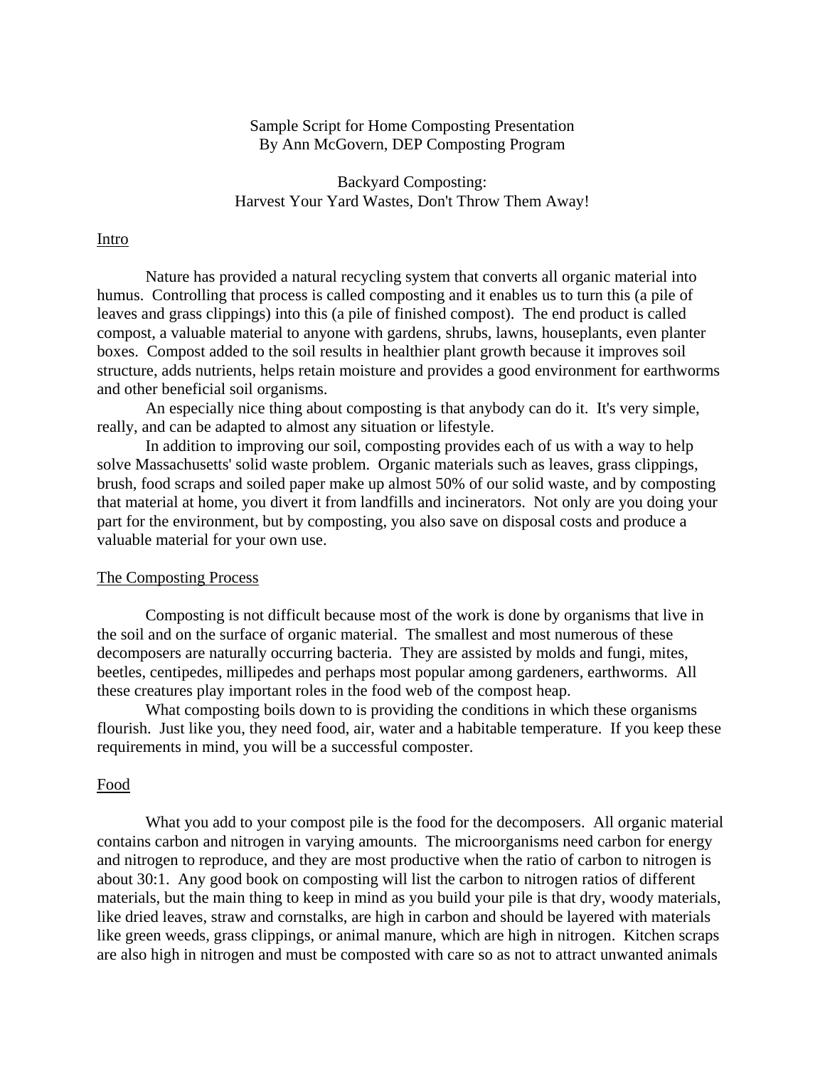Sample Script for Home Composting Presentation
By Ann McGovern, DEP Composting Program

Backyard Composting:
Harvest Your Yard Wastes, Don't Throw Them Away!

## Intro

Nature has provided a natural recycling system that converts all organic material into humus. Controlling that process is called composting and it enables us to turn this (a pile of leaves and grass clippings) into this (a pile of finished compost). The end product is called compost, a valuable material to anyone with gardens, shrubs, lawns, houseplants, even planter boxes. Compost added to the soil results in healthier plant growth because it improves soil structure, adds nutrients, helps retain moisture and provides a good environment for earthworms and other beneficial soil organisms.

An especially nice thing about composting is that anybody can do it. It's very simple, really, and can be adapted to almost any situation or lifestyle.

In addition to improving our soil, composting provides each of us with a way to help solve Massachusetts' solid waste problem. Organic materials such as leaves, grass clippings, brush, food scraps and soiled paper make up almost 50% of our solid waste, and by composting that material at home, you divert it from landfills and incinerators. Not only are you doing your part for the environment, but by composting, you also save on disposal costs and produce a valuable material for your own use.

## The Composting Process

Composting is not difficult because most of the work is done by organisms that live in the soil and on the surface of organic material. The smallest and most numerous of these decomposers are naturally occurring bacteria. They are assisted by molds and fungi, mites, beetles, centipedes, millipedes and perhaps most popular among gardeners, earthworms. All these creatures play important roles in the food web of the compost heap.

What composting boils down to is providing the conditions in which these organisms flourish. Just like you, they need food, air, water and a habitable temperature. If you keep these requirements in mind, you will be a successful composter.

## Food

What you add to your compost pile is the food for the decomposers. All organic material contains carbon and nitrogen in varying amounts. The microorganisms need carbon for energy and nitrogen to reproduce, and they are most productive when the ratio of carbon to nitrogen is about 30:1. Any good book on composting will list the carbon to nitrogen ratios of different materials, but the main thing to keep in mind as you build your pile is that dry, woody materials, like dried leaves, straw and cornstalks, are high in carbon and should be layered with materials like green weeds, grass clippings, or animal manure, which are high in nitrogen. Kitchen scraps are also high in nitrogen and must be composted with care so as not to attract unwanted animals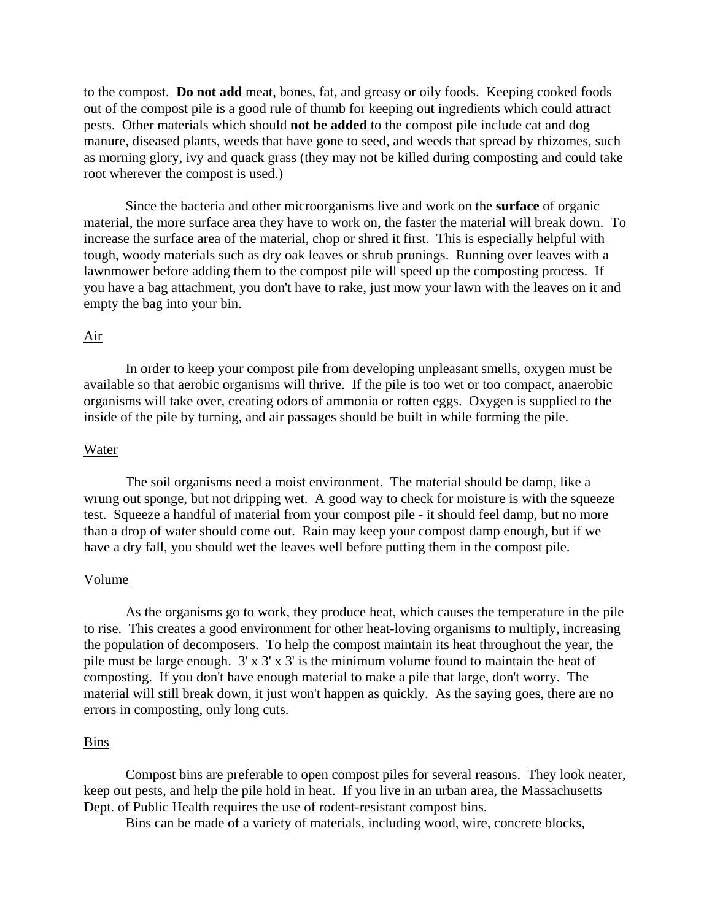to the compost. **Do not add** meat, bones, fat, and greasy or oily foods. Keeping cooked foods out of the compost pile is a good rule of thumb for keeping out ingredients which could attract pests. Other materials which should **not be added** to the compost pile include cat and dog manure, diseased plants, weeds that have gone to seed, and weeds that spread by rhizomes, such as morning glory, ivy and quack grass (they may not be killed during composting and could take root wherever the compost is used.)

Since the bacteria and other microorganisms live and work on the **surface** of organic material, the more surface area they have to work on, the faster the material will break down. To increase the surface area of the material, chop or shred it first. This is especially helpful with tough, woody materials such as dry oak leaves or shrub prunings. Running over leaves with a lawnmower before adding them to the compost pile will speed up the composting process. If you have a bag attachment, you don't have to rake, just mow your lawn with the leaves on it and empty the bag into your bin.

<u>Air</u>

In order to keep your compost pile from developing unpleasant smells, oxygen must be available so that aerobic organisms will thrive. If the pile is too wet or too compact, anaerobic organisms will take over, creating odors of ammonia or rotten eggs. Oxygen is supplied to the inside of the pile by turning, and air passages should be built in while forming the pile.

<u>Water</u>

The soil organisms need a moist environment. The material should be damp, like a wrung out sponge, but not dripping wet. A good way to check for moisture is with the squeeze test. Squeeze a handful of material from your compost pile - it should feel damp, but no more than a drop of water should come out. Rain may keep your compost damp enough, but if we have a dry fall, you should wet the leaves well before putting them in the compost pile.

<u>Volume</u>

As the organisms go to work, they produce heat, which causes the temperature in the pile to rise. This creates a good environment for other heat-loving organisms to multiply, increasing the population of decomposers. To help the compost maintain its heat throughout the year, the pile must be large enough. 3' x 3' x 3' is the minimum volume found to maintain the heat of composting. If you don't have enough material to make a pile that large, don't worry. The material will still break down, it just won't happen as quickly. As the saying goes, there are no errors in composting, only long cuts.

<u>Bins</u>

Compost bins are preferable to open compost piles for several reasons. They look neater, keep out pests, and help the pile hold in heat. If you live in an urban area, the Massachusetts Dept. of Public Health requires the use of rodent-resistant compost bins.

Bins can be made of a variety of materials, including wood, wire, concrete blocks,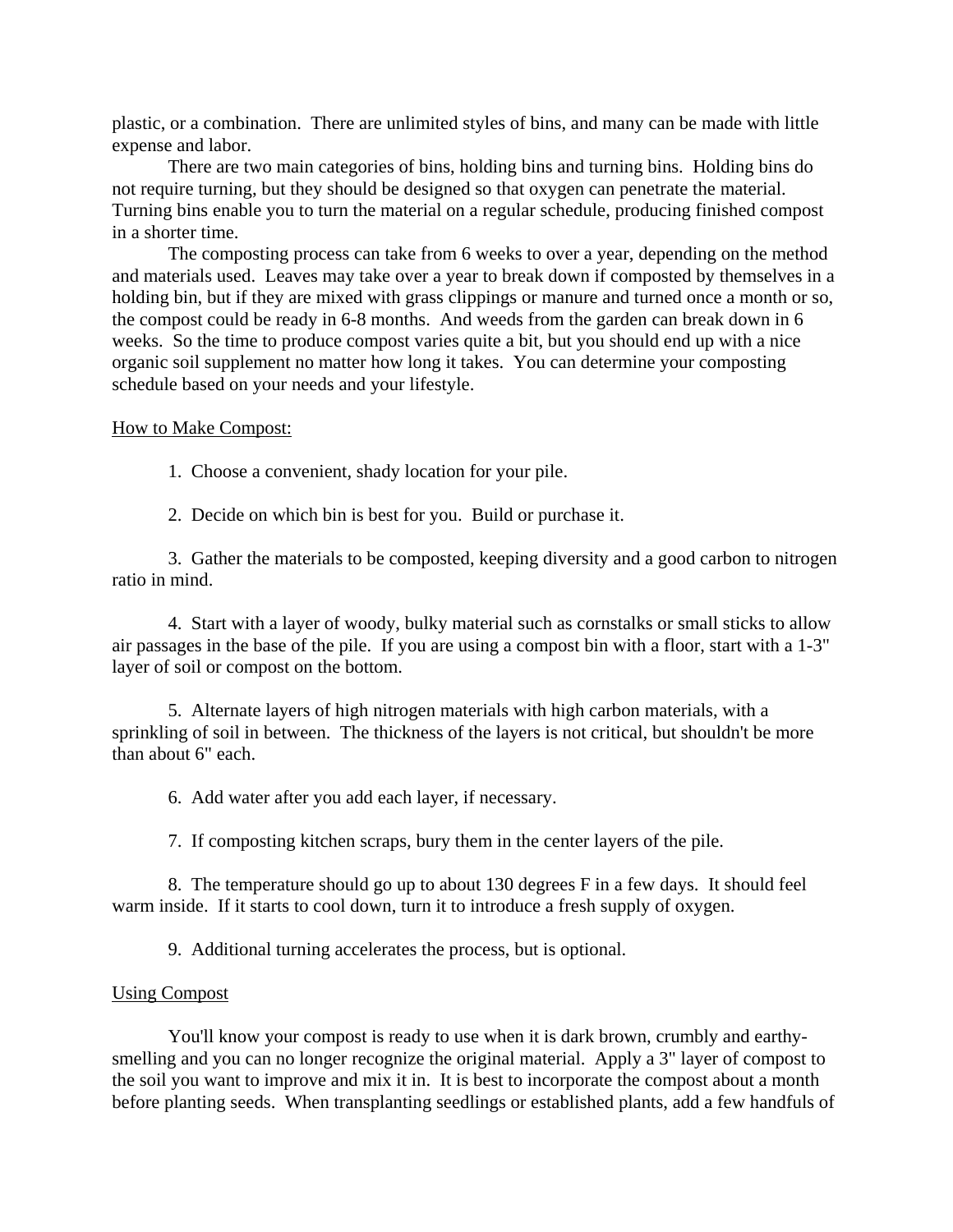plastic, or a combination. There are unlimited styles of bins, and many can be made with little expense and labor.

There are two main categories of bins, holding bins and turning bins. Holding bins do not require turning, but they should be designed so that oxygen can penetrate the material. Turning bins enable you to turn the material on a regular schedule, producing finished compost in a shorter time.

The composting process can take from 6 weeks to over a year, depending on the method and materials used. Leaves may take over a year to break down if composted by themselves in a holding bin, but if they are mixed with grass clippings or manure and turned once a month or so, the compost could be ready in 6-8 months. And weeds from the garden can break down in 6 weeks. So the time to produce compost varies quite a bit, but you should end up with a nice organic soil supplement no matter how long it takes. You can determine your composting schedule based on your needs and your lifestyle.

<u>How to Make Compost:</u>

1. Choose a convenient, shady location for your pile.

2. Decide on which bin is best for you. Build or purchase it.

3. Gather the materials to be composted, keeping diversity and a good carbon to nitrogen ratio in mind.

4. Start with a layer of woody, bulky material such as cornstalks or small sticks to allow air passages in the base of the pile. If you are using a compost bin with a floor, start with a 1-3" layer of soil or compost on the bottom.

5. Alternate layers of high nitrogen materials with high carbon materials, with a sprinkling of soil in between. The thickness of the layers is not critical, but shouldn't be more than about 6" each.

6. Add water after you add each layer, if necessary.

7. If composting kitchen scraps, bury them in the center layers of the pile.

8. The temperature should go up to about 130 degrees F in a few days. It should feel warm inside. If it starts to cool down, turn it to introduce a fresh supply of oxygen.

9. Additional turning accelerates the process, but is optional.

<u>Using Compost</u>

You'll know your compost is ready to use when it is dark brown, crumbly and earthy-smelling and you can no longer recognize the original material. Apply a 3" layer of compost to the soil you want to improve and mix it in. It is best to incorporate the compost about a month before planting seeds. When transplanting seedlings or established plants, add a few handfuls of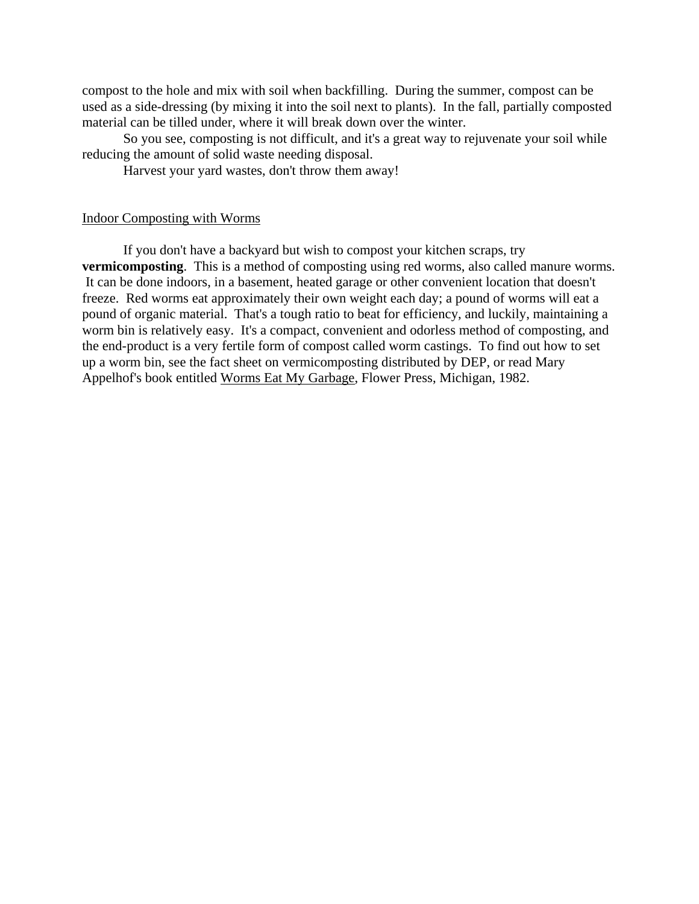compost to the hole and mix with soil when backfilling. During the summer, compost can be used as a side-dressing (by mixing it into the soil next to plants). In the fall, partially composted material can be tilled under, where it will break down over the winter.

So you see, composting is not difficult, and it's a great way to rejuvenate your soil while reducing the amount of solid waste needing disposal.

Harvest your yard wastes, don't throw them away!

## Indoor Composting with Worms

If you don't have a backyard but wish to compost your kitchen scraps, try **vermicomposting**. This is a method of composting using red worms, also called manure worms. It can be done indoors, in a basement, heated garage or other convenient location that doesn't freeze. Red worms eat approximately their own weight each day; a pound of worms will eat a pound of organic material. That's a tough ratio to beat for efficiency, and luckily, maintaining a worm bin is relatively easy. It's a compact, convenient and odorless method of composting, and the end-product is a very fertile form of compost called worm castings. To find out how to set up a worm bin, see the fact sheet on vermicomposting distributed by DEP, or read Mary Appelhof's book entitled Worms Eat My Garbage, Flower Press, Michigan, 1982.